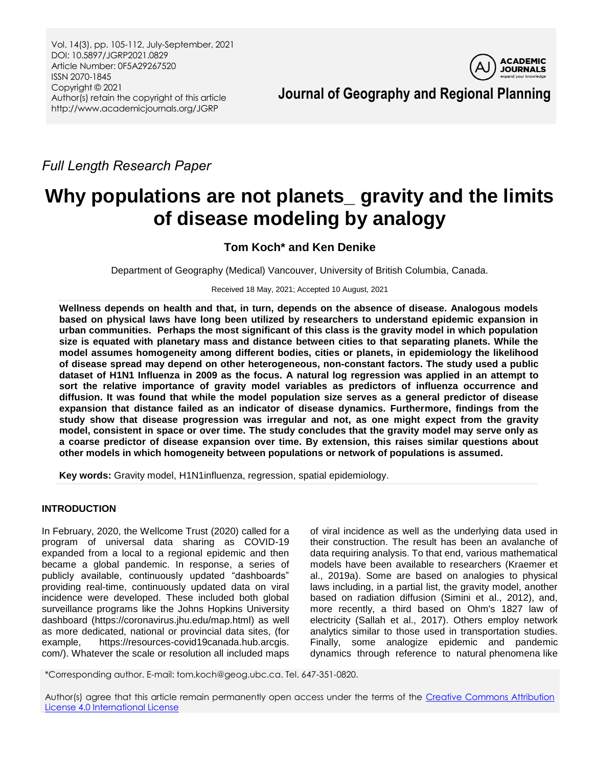*Full Length Research Paper*

# Why populations are not planets_ gravity and the limits of disease modeling by analogy

**Tom Koch\* and Ken Denike**

Department of Geography (Medical) Vancouver, University of British Columbia, Canada.

Received 18 May, 2021; Accepted 10 August, 2021

**Wellness depends on health and that, in turn, depends on the absence of disease. Analogous models based on physical laws have long been utilized by researchers to understand epidemic expansion in urban communities. Perhaps the most significant of this class is the gravity model in which population size is equated with planetary mass and distance between cities to that separating planets. While the model assumes homogeneity among different bodies, cities or planets, in epidemiology the likelihood of disease spread may depend on other heterogeneous, non-constant factors. The study used a public dataset of H1N1 Influenza in 2009 as the focus. A natural log regression was applied in an attempt to sort the relative importance of gravity model variables as predictors of influenza occurrence and diffusion. It was found that while the model population size serves as a general predictor of disease expansion that distance failed as an indicator of disease dynamics. Furthermore, findings from the study show that disease progression was irregular and not, as one might expect from the gravity model, consistent in space or over time. The study concludes that the gravity model may serve only as a coarse predictor of disease expansion over time. By extension, this raises similar questions about other models in which homogeneity between populations or network of populations is assumed.**

**Key words:** Gravity model, H1N1influenza, regression, spatial epidemiology.

## INTRODUCTION

In February, 2020, the Wellcome Trust (2020) called for a program of universal data sharing as COVID-19 expanded from a local to a regional epidemic and then became a global pandemic. In response, a series of publicly available, continuously updated "dashboards" providing real-time, continuously updated data on viral incidence were developed. These included both global surveillance programs like the Johns Hopkins University dashboard (https://coronavirus.jhu.edu/map.html) as well as more dedicated, national or provincial data sites, (for example, https://resources-covid19canada.hub.arcgis.com/). Whatever the scale or resolution all included maps of viral incidence as well as the underlying data used in their construction. The result has been an avalanche of data requiring analysis. To that end, various mathematical models have been available to researchers (Kraemer et al., 2019a). Some are based on analogies to physical laws including, in a partial list, the gravity model, another based on radiation diffusion (Simini et al., 2012), and, more recently, a third based on Ohm's 1827 law of electricity (Sallah et al., 2017). Others employ network analytics similar to those used in transportation studies. Finally, some analogize epidemic and pandemic dynamics through reference to natural phenomena like

\*Corresponding author. E-mail: tom.koch@geog.ubc.ca. Tel. 647-351-0820.

Author(s) agree that this article remain permanently open access under the terms of the Creative Commons Attribution License 4.0 International License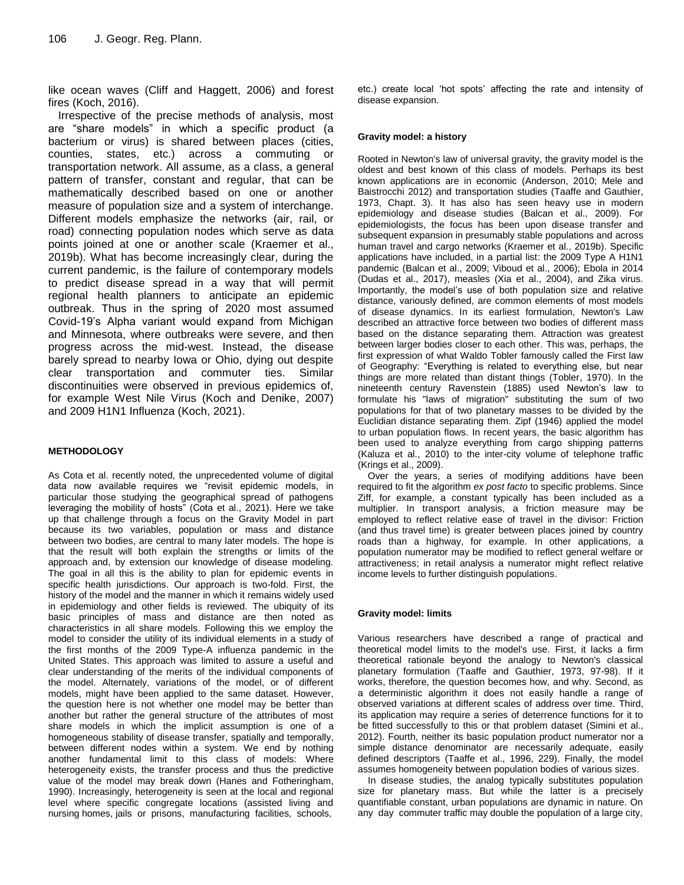like ocean waves (Cliff and Haggett, 2006) and forest fires (Koch, 2016).

Irrespective of the precise methods of analysis, most are "share models" in which a specific product (a bacterium or virus) is shared between places (cities, counties, states, etc.) across a commuting or transportation network. All assume, as a class, a general pattern of transfer, constant and regular, that can be mathematically described based on one or another measure of population size and a system of interchange. Different models emphasize the networks (air, rail, or road) connecting population nodes which serve as data points joined at one or another scale (Kraemer et al., 2019b). What has become increasingly clear, during the current pandemic, is the failure of contemporary models to predict disease spread in a way that will permit regional health planners to anticipate an epidemic outbreak. Thus in the spring of 2020 most assumed Covid-19's Alpha variant would expand from Michigan and Minnesota, where outbreaks were severe, and then progress across the mid-west. Instead, the disease barely spread to nearby Iowa or Ohio, dying out despite clear transportation and commuter ties. Similar discontinuities were observed in previous epidemics of, for example West Nile Virus (Koch and Denike, 2007) and 2009 H1N1 Influenza (Koch, 2021).

## METHODOLOGY

As Cota et al. recently noted, the unprecedented volume of digital data now available requires we "revisit epidemic models, in particular those studying the geographical spread of pathogens leveraging the mobility of hosts" (Cota et al., 2021). Here we take up that challenge through a focus on the Gravity Model in part because its two variables, population or mass and distance between two bodies, are central to many later models. The hope is that the result will both explain the strengths or limits of the approach and, by extension our knowledge of disease modeling. The goal in all this is the ability to plan for epidemic events in specific health jurisdictions. Our approach is two-fold. First, the history of the model and the manner in which it remains widely used in epidemiology and other fields is reviewed. The ubiquity of its basic principles of mass and distance are then noted as characteristics in all share models. Following this we employ the model to consider the utility of its individual elements in a study of the first months of the 2009 Type-A influenza pandemic in the United States. This approach was limited to assure a useful and clear understanding of the merits of the individual components of the model. Alternately, variations of the model, or of different models, might have been applied to the same dataset. However, the question here is not whether one model may be better than another but rather the general structure of the attributes of most share models in which the implicit assumption is one of a homogeneous stability of disease transfer, spatially and temporally, between different nodes within a system. We end by nothing another fundamental limit to this class of models: Where heterogeneity exists, the transfer process and thus the predictive value of the model may break down (Hanes and Fotheringham, 1990). Increasingly, heterogeneity is seen at the local and regional level where specific congregate locations (assisted living and nursing homes, jails or prisons, manufacturing facilities, schools, etc.) create local 'hot spots' affecting the rate and intensity of disease expansion.

### Gravity model: a history

Rooted in Newton's law of universal gravity, the gravity model is the oldest and best known of this class of models. Perhaps its best known applications are in economic (Anderson, 2010; Mele and Baistrocchi 2012) and transportation studies (Taaffe and Gauthier, 1973, Chapt. 3). It has also has seen heavy use in modern epidemiology and disease studies (Balcan et al., 2009). For epidemiologists, the focus has been upon disease transfer and subsequent expansion in presumably stable populations and across human travel and cargo networks (Kraemer et al., 2019b). Specific applications have included, in a partial list: the 2009 Type A H1N1 pandemic (Balcan et al., 2009; Viboud et al., 2006); Ebola in 2014 (Dudas et al., 2017), measles (Xia et al., 2004), and Zika virus. Importantly, the model's use of both population size and relative distance, variously defined, are common elements of most models of disease dynamics. In its earliest formulation, Newton's Law described an attractive force between two bodies of different mass based on the distance separating them. Attraction was greatest between larger bodies closer to each other. This was, perhaps, the first expression of what Waldo Tobler famously called the First law of Geography: "Everything is related to everything else, but near things are more related than distant things (Tobler, 1970). In the nineteenth century Ravenstein (1885) used Newton's law to formulate his "laws of migration" substituting the sum of two populations for that of two planetary masses to be divided by the Euclidian distance separating them. Zipf (1946) applied the model to urban population flows. In recent years, the basic algorithm has been used to analyze everything from cargo shipping patterns (Kaluza et al., 2010) to the inter-city volume of telephone traffic (Krings et al., 2009).

Over the years, a series of modifying additions have been required to fit the algorithm *ex post facto* to specific problems. Since Ziff, for example, a constant typically has been included as a multiplier. In transport analysis, a friction measure may be employed to reflect relative ease of travel in the divisor: Friction (and thus travel time) is greater between places joined by country roads than a highway, for example. In other applications, a population numerator may be modified to reflect general welfare or attractiveness; in retail analysis a numerator might reflect relative income levels to further distinguish populations.

### Gravity model: limits

Various researchers have described a range of practical and theoretical model limits to the model's use. First, it lacks a firm theoretical rationale beyond the analogy to Newton's classical planetary formulation (Taaffe and Gauthier, 1973, 97-98). If it works, therefore, the question becomes how, and why. Second, as a deterministic algorithm it does not easily handle a range of observed variations at different scales of address over time. Third, its application may require a series of deterrence functions for it to be fitted successfully to this or that problem dataset (Simini et al., 2012). Fourth, neither its basic population product numerator nor a simple distance denominator are necessarily adequate, easily defined descriptors (Taaffe et al., 1996, 229). Finally, the model assumes homogeneity between population bodies of various sizes.

In disease studies, the analog typically substitutes population size for planetary mass. But while the latter is a precisely quantifiable constant, urban populations are dynamic in nature. On any day commuter traffic may double the population of a large city,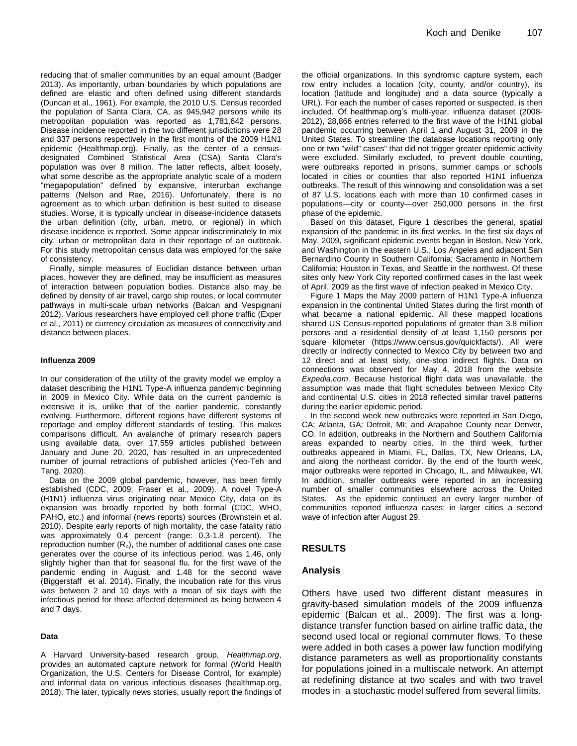reducing that of smaller communities by an equal amount (Badger 2013). As importantly, urban boundaries by which populations are defined are elastic and often defined using different standards (Duncan et al., 1961). For example, the 2010 U.S. Census recorded the population of Santa Clara, CA, as 945,942 persons while its metropolitan population was reported as 1,781,642 persons. Disease incidence reported in the two different jurisdictions were 28 and 337 persons respectively in the first months of the 2009 H1N1 epidemic (Healthmap.org). Finally, as the center of a census-designated Combined Statistical Area (CSA) Santa Clara's population was over 8 million. The latter reflects, albeit loosely, what some describe as the appropriate analytic scale of a modern "megapopulation" defined by expansive, interurban exchange patterns (Nelson and Rae, 2016). Unfortunately, there is no agreement as to which urban definition is best suited to disease studies. Worse, it is typically unclear in disease-incidence datasets the urban definition (city, urban, metro, or regional) in which disease incidence is reported. Some appear indiscriminately to mix city, urban or metropolitan data in their reportage of an outbreak. For this study metropolitan census data was employed for the sake of consistency.

Finally, simple measures of Euclidian distance between urban places, however they are defined, may be insufficient as measures of interaction between population bodies. Distance also may be defined by density of air travel, cargo ship routes, or local commuter pathways in multi-scale urban networks (Balcan and Vespignani 2012). Various researchers have employed cell phone traffic (Exper et al., 2011) or currency circulation as measures of connectivity and distance between places.

#### Influenza 2009

In our consideration of the utility of the gravity model we employ a dataset describing the H1N1 Type-A influenza pandemic beginning in 2009 in Mexico City. While data on the current pandemic is extensive it is, unlike that of the earlier pandemic, constantly evolving. Furthermore, different regions have different systems of reportage and employ different standards of testing. This makes comparisons difficult. An avalanche of primary research papers using available data, over 17,559 articles published between January and June 20, 2020, has resulted in an unprecedented number of journal retractions of published articles (Yeo-Teh and Tang, 2020).

Data on the 2009 global pandemic, however, has been firmly established (CDC, 2009; Fraser et al., 2009). A novel Type-A (H1N1) influenza virus originating near Mexico City, data on its expansion was broadly reported by both formal (CDC, WHO, PAHO, etc.) and informal (news reports) sources (Brownstein et al. 2010). Despite early reports of high mortality, the case fatality ratio was approximately 0.4 percent (range: 0.3-1.8 percent). The reproduction number ($R_o$), the number of additional cases one case generates over the course of its infectious period, was 1.46, only slightly higher than that for seasonal flu, for the first wave of the pandemic ending in August, and 1.48 for the second wave (Biggerstaff et al. 2014). Finally, the incubation rate for this virus was between 2 and 10 days with a mean of six days with the infectious period for those affected determined as being between 4 and 7 days.

#### Data

A Harvard University-based research group, *Healthmap.org*, provides an automated capture network for formal (World Health Organization, the U.S. Centers for Disease Control, for example) and informal data on various infectious diseases (healthmap.org, 2018). The later, typically news stories, usually report the findings of the official organizations. In this syndromic capture system, each row entry includes a location (city, county, and/or country), its location (latitude and longitude) and a data source (typically a URL). For each the number of cases reported or suspected, is then included. Of healthmap.org's multi-year, influenza dataset (2008-2012), 28,866 entries referred to the first wave of the H1N1 global pandemic occurring between April 1 and August 31, 2009 in the United States. To streamline the database locations reporting only one or two "wild" cases" that did not trigger greater epidemic activity were excluded. Similarly excluded, to prevent double counting, were outbreaks reported in prisons, summer camps or schools located in cities or counties that also reported H1N1 influenza outbreaks. The result of this winnowing and consolidation was a set of 87 U.S. locations each with more than 10 confirmed cases in populations—city or county—over 250,000 persons in the first phase of the epidemic.

Based on this dataset, Figure 1 describes the general, spatial expansion of the pandemic in its first weeks. In the first six days of May, 2009, significant epidemic events began in Boston, New York, and Washington in the eastern U.S.; Los Angeles and adjacent San Bernardino County in Southern California; Sacramento in Northern California; Houston in Texas, and Seattle in the northwest. Of these sites only New York City reported confirmed cases in the last week of April, 2009 as the first wave of infection peaked in Mexico City.

Figure 1 Maps the May 2009 pattern of H1N1 Type-A influenza expansion in the continental United States during the first month of what became a national epidemic. All these mapped locations shared US Census-reported populations of greater than 3.8 million persons and a residential density of at least 1,150 persons per square kilometer (https://www.census.gov/quickfacts/). All were directly or indirectly connected to Mexico City by between two and 12 direct and at least sixty, one-stop indirect flights. Data on connections was observed for May 4, 2018 from the website *Expedia.com*. Because historical flight data was unavailable, the assumption was made that flight schedules between Mexico City and continental U.S. cities in 2018 reflected similar travel patterns during the earlier epidemic period.

In the second week new outbreaks were reported in San Diego, CA; Atlanta, GA; Detroit, MI; and Arapahoe County near Denver, CO. In addition, outbreaks in the Northern and Southern California areas expanded to nearby cities. In the third week, further outbreaks appeared in Miami, FL, Dallas, TX, New Orleans, LA, and along the northeast corridor. By the end of the fourth week, major outbreaks were reported in Chicago, IL, and Milwaukee, WI. In addition, smaller outbreaks were reported in an increasing number of smaller communities elsewhere across the United States. As the epidemic continued an every larger number of communities reported influenza cases; in larger cities a second wave of infection after August 29.

## RESULTS

### Analysis

Others have used two different distant measures in gravity-based simulation models of the 2009 influenza epidemic (Balcan et al., 2009). The first was a long-distance transfer function based on airline traffic data, the second used local or regional commuter flows. To these were added in both cases a power law function modifying distance parameters as well as proportionality constants for populations joined in a multiscale network. An attempt at redefining distance at two scales and with two travel modes in a stochastic model suffered from several limits.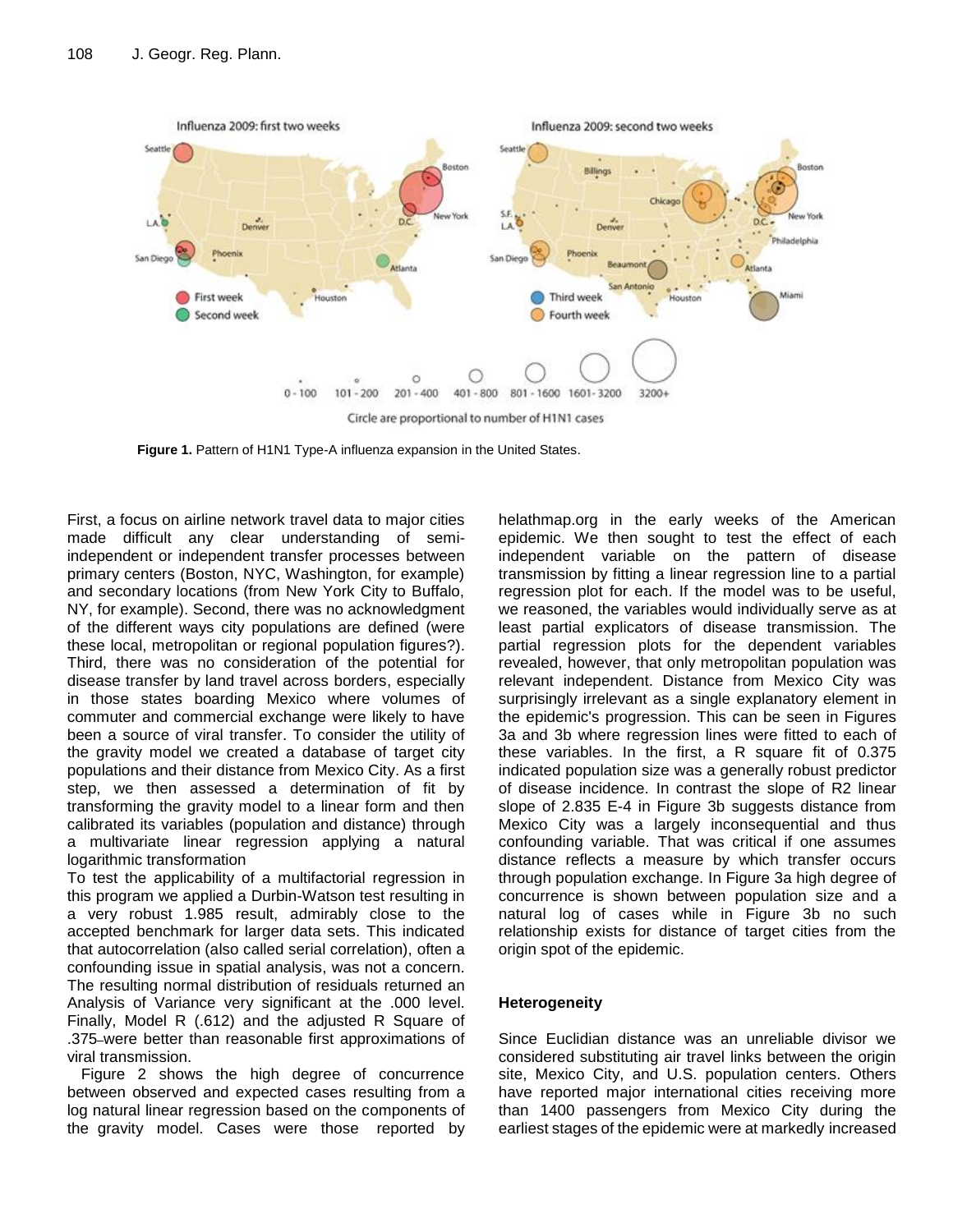**Figure 1.** Pattern of H1N1 Type-A influenza expansion in the United States.

First, a focus on airline network travel data to major cities made difficult any clear understanding of semi-independent or independent transfer processes between primary centers (Boston, NYC, Washington, for example) and secondary locations (from New York City to Buffalo, NY, for example). Second, there was no acknowledgment of the different ways city populations are defined (were these local, metropolitan or regional population figures?). Third, there was no consideration of the potential for disease transfer by land travel across borders, especially in those states boarding Mexico where volumes of commuter and commercial exchange were likely to have been a source of viral transfer. To consider the utility of the gravity model we created a database of target city populations and their distance from Mexico City. As a first step, we then assessed a determination of fit by transforming the gravity model to a linear form and then calibrated its variables (population and distance) through a multivariate linear regression applying a natural logarithmic transformation

To test the applicability of a multifactorial regression in this program we applied a Durbin-Watson test resulting in a very robust 1.985 result, admirably close to the accepted benchmark for larger data sets. This indicated that autocorrelation (also called serial correlation), often a confounding issue in spatial analysis, was not a concern. The resulting normal distribution of residuals returned an Analysis of Variance very significant at the .000 level. Finally, Model R (.612) and the adjusted R Square of .375 were better than reasonable first approximations of viral transmission.

Figure 2 shows the high degree of concurrence between observed and expected cases resulting from a log natural linear regression based on the components of the gravity model. Cases were those reported by helathmap.org in the early weeks of the American epidemic. We then sought to test the effect of each independent variable on the pattern of disease transmission by fitting a linear regression line to a partial regression plot for each. If the model was to be useful, we reasoned, the variables would individually serve as at least partial explicators of disease transmission. The partial regression plots for the dependent variables revealed, however, that only metropolitan population was relevant independent. Distance from Mexico City was surprisingly irrelevant as a single explanatory element in the epidemic's progression. This can be seen in Figures 3a and 3b where regression lines were fitted to each of these variables. In the first, a R square fit of 0.375 indicated population size was a generally robust predictor of disease incidence. In contrast the slope of R2 linear slope of 2.835 E-4 in Figure 3b suggests distance from Mexico City was a largely inconsequential and thus confounding variable. That was critical if one assumes distance reflects a measure by which transfer occurs through population exchange. In Figure 3a high degree of concurrence is shown between population size and a natural log of cases while in Figure 3b no such relationship exists for distance of target cities from the origin spot of the epidemic.

## Heterogeneity

Since Euclidian distance was an unreliable divisor we considered substituting air travel links between the origin site, Mexico City, and U.S. population centers. Others have reported major international cities receiving more than 1400 passengers from Mexico City during the earliest stages of the epidemic were at markedly increased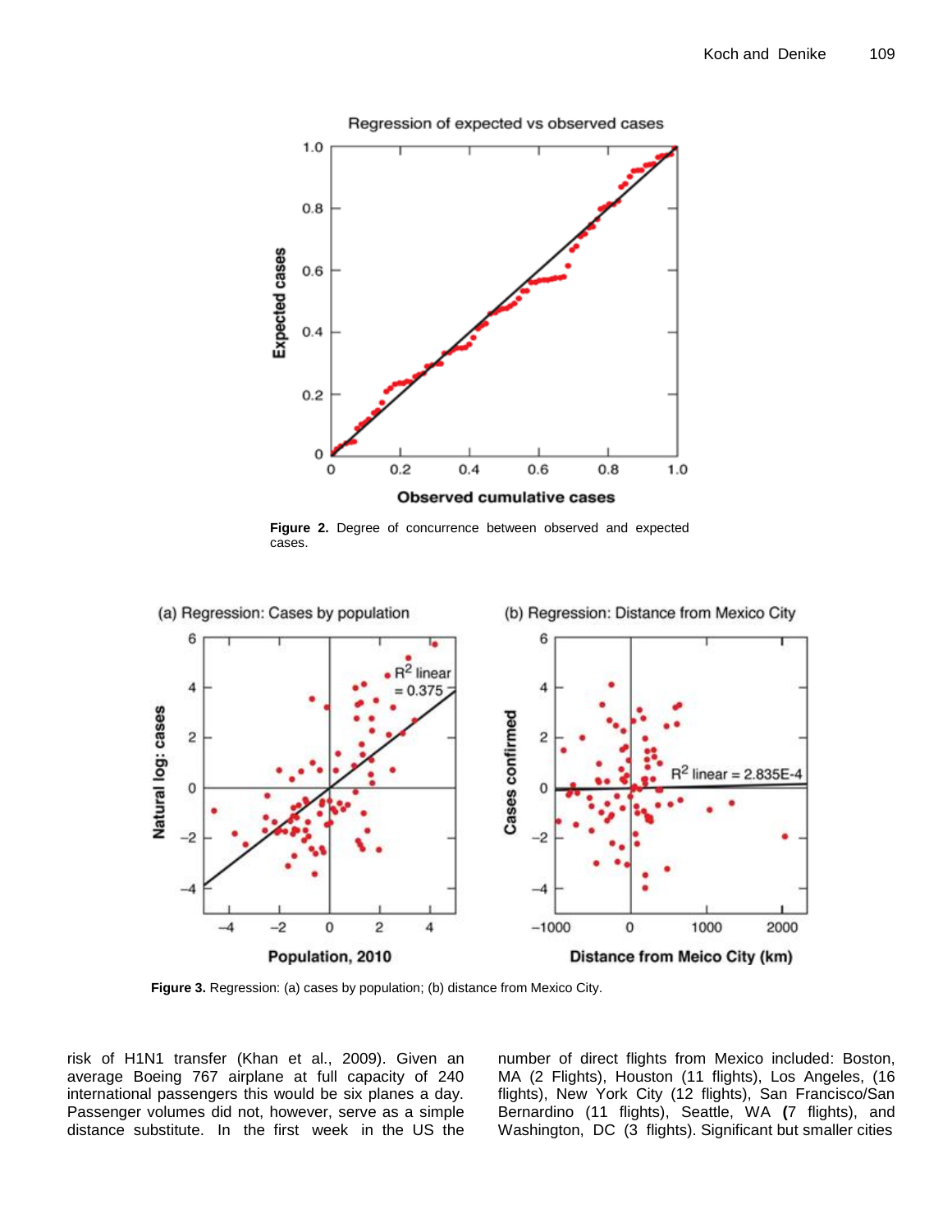Figure 2. Degree of concurrence between observed and expected cases.

Figure 3. Regression: (a) cases by population; (b) distance from Mexico City.

risk of H1N1 transfer (Khan et al., 2009). Given an average Boeing 767 airplane at full capacity of 240 international passengers this would be six planes a day. Passenger volumes did not, however, serve as a simple distance substitute. In the first week in the US the number of direct flights from Mexico included: Boston, MA (2 Flights), Houston (11 flights), Los Angeles, (16 flights), New York City (12 flights), San Francisco/San Bernardino (11 flights), Seattle, WA (7 flights), and Washington, DC (3 flights). Significant but smaller cities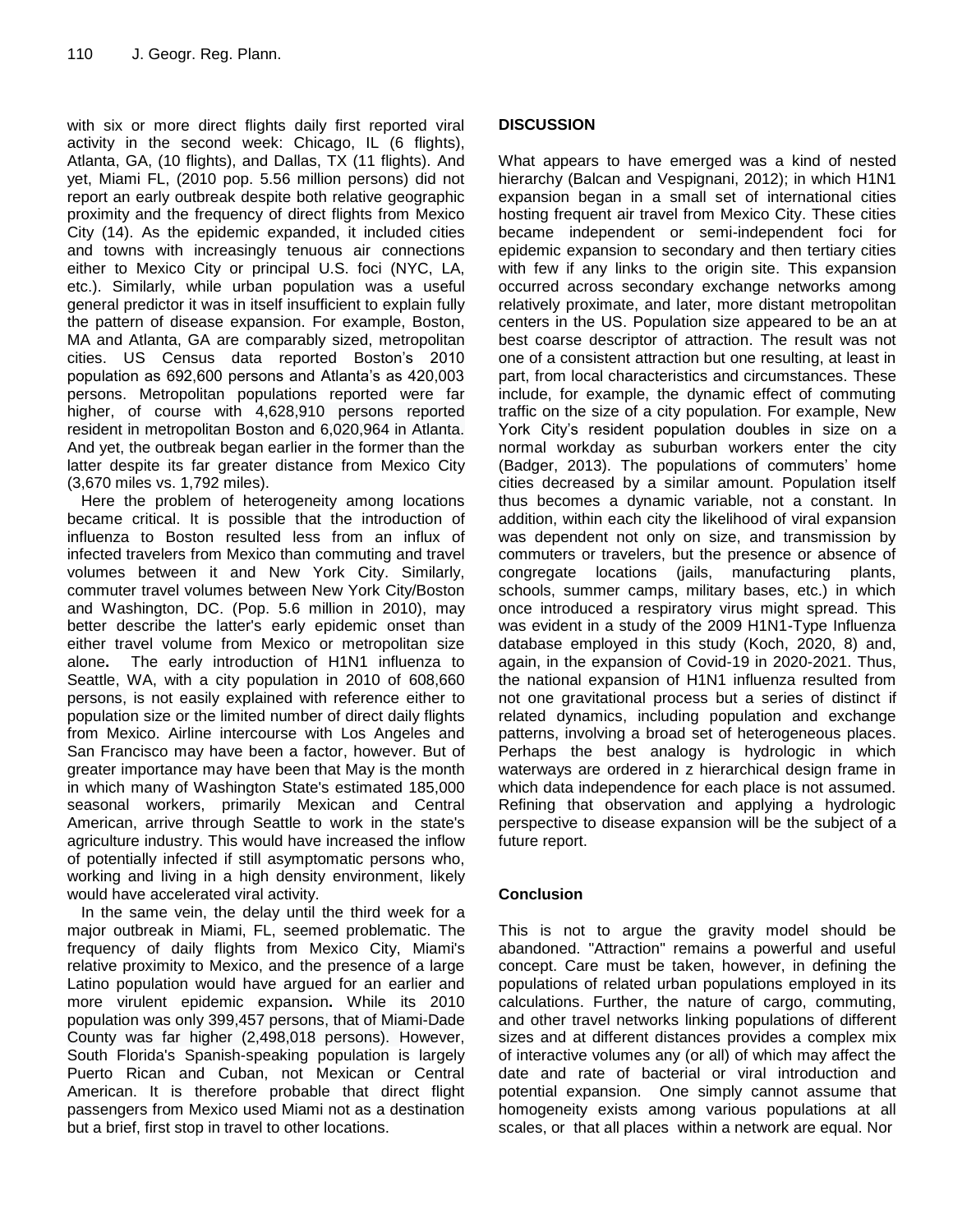with six or more direct flights daily first reported viral activity in the second week: Chicago, IL (6 flights), Atlanta, GA, (10 flights), and Dallas, TX (11 flights). And yet, Miami FL, (2010 pop. 5.56 million persons) did not report an early outbreak despite both relative geographic proximity and the frequency of direct flights from Mexico City (14). As the epidemic expanded, it included cities and towns with increasingly tenuous air connections either to Mexico City or principal U.S. foci (NYC, LA, etc.). Similarly, while urban population was a useful general predictor it was in itself insufficient to explain fully the pattern of disease expansion. For example, Boston, MA and Atlanta, GA are comparably sized, metropolitan cities. US Census data reported Boston's 2010 population as 692,600 persons and Atlanta's as 420,003 persons. Metropolitan populations reported were far higher, of course with 4,628,910 persons reported resident in metropolitan Boston and 6,020,964 in Atlanta. And yet, the outbreak began earlier in the former than the latter despite its far greater distance from Mexico City (3,670 miles vs. 1,792 miles).

Here the problem of heterogeneity among locations became critical. It is possible that the introduction of influenza to Boston resulted less from an influx of infected travelers from Mexico than commuting and travel volumes between it and New York City. Similarly, commuter travel volumes between New York City/Boston and Washington, DC. (Pop. 5.6 million in 2010), may better describe the latter's early epidemic onset than either travel volume from Mexico or metropolitan size alone**.** The early introduction of H1N1 influenza to Seattle, WA, with a city population in 2010 of 608,660 persons, is not easily explained with reference either to population size or the limited number of direct daily flights from Mexico. Airline intercourse with Los Angeles and San Francisco may have been a factor, however. But of greater importance may have been that May is the month in which many of Washington State's estimated 185,000 seasonal workers, primarily Mexican and Central American, arrive through Seattle to work in the state's agriculture industry. This would have increased the inflow of potentially infected if still asymptomatic persons who, working and living in a high density environment, likely would have accelerated viral activity.

In the same vein, the delay until the third week for a major outbreak in Miami, FL, seemed problematic. The frequency of daily flights from Mexico City, Miami's relative proximity to Mexico, and the presence of a large Latino population would have argued for an earlier and more virulent epidemic expansion**.** While its 2010 population was only 399,457 persons, that of Miami-Dade County was far higher (2,498,018 persons). However, South Florida's Spanish-speaking population is largely Puerto Rican and Cuban, not Mexican or Central American. It is therefore probable that direct flight passengers from Mexico used Miami not as a destination but a brief, first stop in travel to other locations.

## DISCUSSION

What appears to have emerged was a kind of nested hierarchy (Balcan and Vespignani, 2012); in which H1N1 expansion began in a small set of international cities hosting frequent air travel from Mexico City. These cities became independent or semi-independent foci for epidemic expansion to secondary and then tertiary cities with few if any links to the origin site. This expansion occurred across secondary exchange networks among relatively proximate, and later, more distant metropolitan centers in the US. Population size appeared to be an at best coarse descriptor of attraction. The result was not one of a consistent attraction but one resulting, at least in part, from local characteristics and circumstances. These include, for example, the dynamic effect of commuting traffic on the size of a city population. For example, New York City's resident population doubles in size on a normal workday as suburban workers enter the city (Badger, 2013). The populations of commuters' home cities decreased by a similar amount. Population itself thus becomes a dynamic variable, not a constant. In addition, within each city the likelihood of viral expansion was dependent not only on size, and transmission by commuters or travelers, but the presence or absence of congregate locations (jails, manufacturing plants, schools, summer camps, military bases, etc.) in which once introduced a respiratory virus might spread. This was evident in a study of the 2009 H1N1-Type Influenza database employed in this study (Koch, 2020, 8) and, again, in the expansion of Covid-19 in 2020-2021. Thus, the national expansion of H1N1 influenza resulted from not one gravitational process but a series of distinct if related dynamics, including population and exchange patterns, involving a broad set of heterogeneous places. Perhaps the best analogy is hydrologic in which waterways are ordered in z hierarchical design frame in which data independence for each place is not assumed. Refining that observation and applying a hydrologic perspective to disease expansion will be the subject of a future report.

## Conclusion

This is not to argue the gravity model should be abandoned. "Attraction" remains a powerful and useful concept. Care must be taken, however, in defining the populations of related urban populations employed in its calculations. Further, the nature of cargo, commuting, and other travel networks linking populations of different sizes and at different distances provides a complex mix of interactive volumes any (or all) of which may affect the date and rate of bacterial or viral introduction and potential expansion. One simply cannot assume that homogeneity exists among various populations at all scales, or that all places within a network are equal. Nor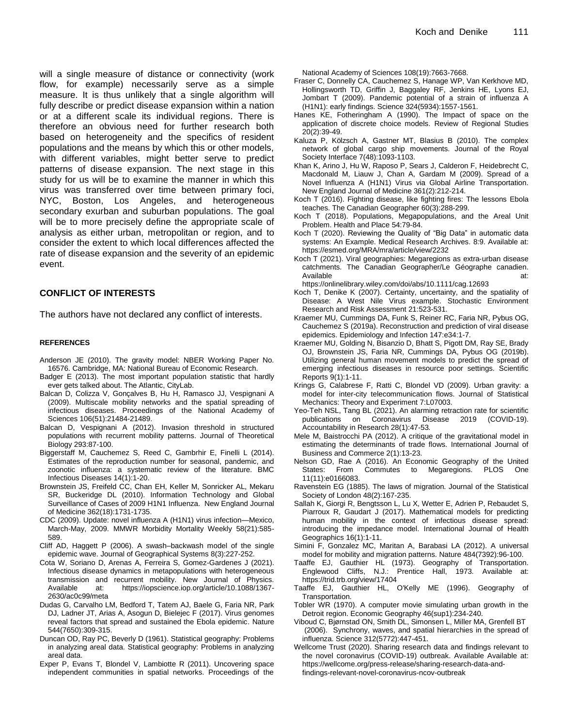will a single measure of distance or connectivity (work flow, for example) necessarily serve as a simple measure. It is thus unlikely that a single algorithm will fully describe or predict disease expansion within a nation or at a different scale its individual regions. There is therefore an obvious need for further research both based on heterogeneity and the specifics of resident populations and the means by which this or other models, with different variables, might better serve to predict patterns of disease expansion. The next stage in this study for us will be to examine the manner in which this virus was transferred over time between primary foci, NYC, Boston, Los Angeles, and heterogeneous secondary exurban and suburban populations. The goal will be to more precisely define the appropriate scale of analysis as either urban, metropolitan or region, and to consider the extent to which local differences affected the rate of disease expansion and the severity of an epidemic event.

## CONFLICT OF INTERESTS

The authors have not declared any conflict of interests.

### REFERENCES

Anderson JE (2010). The gravity model: NBER Working Paper No. 16576. Cambridge, MA: National Bureau of Economic Research.

Badger E (2013). The most important population statistic that hardly ever gets talked about. The Atlantic, CityLab.

Balcan D, Colizza V, Gonçalves B, Hu H, Ramasco JJ, Vespignani A (2009). Multiscale mobility networks and the spatial spreading of infectious diseases. Proceedings of the National Academy of Sciences 106(51):21484-21489.

Balcan D, Vespignani A (2012). Invasion threshold in structured populations with recurrent mobility patterns. Journal of Theoretical Biology 293:87-100.

Biggerstaff M, Cauchemez S, Reed C, Gambrhir E, Finelli L (2014). Estimates of the reproduction number for seasonal, pandemic, and zoonotic influenza: a systematic review of the literature. BMC Infectious Diseases 14(1):1-20.

Brownstein JS, Freifeld CC, Chan EH, Keller M, Sonricker AL, Mekaru SR, Buckeridge DL (2010). Information Technology and Global Surveillance of Cases of 2009 H1N1 Influenza. New England Journal of Medicine 362(18):1731-1735.

CDC (2009). Update: novel influenza A (H1N1) virus infection—Mexico, March-May, 2009. MMWR Morbidity Mortality Weekly 58(21):585-589.

Cliff AD, Haggett P (2006). A swash–backwash model of the single epidemic wave. Journal of Geographical Systems 8(3):227-252.

Cota W, Soriano D, Arenas A, Ferreira S, Gomez-Gardenes J (2021). Infectious disease dynamics in metapopulations with heterogeneous transmission and recurrent mobility. New Journal of Physics. Available at: https://iopscience.iop.org/article/10.1088/1367-2630/ac0c99/meta

Dudas G, Carvalho LM, Bedford T, Tatem AJ, Baele G, Faria NR, Park DJ, Ladner JT, Arias A, Asogun D, Bielejec F (2017). Virus genomes reveal factors that spread and sustained the Ebola epidemic. Nature 544(7650):309-315.

Duncan OD, Ray PC, Beverly D (1961). Statistical geography: Problems in analyzing areal data. Statistical geography: Problems in analyzing areal data.

Exper P, Evans T, Blondel V, Lambiotte R (2011). Uncovering space independent communities in spatial networks. Proceedings of the National Academy of Sciences 108(19):7663-7668.

Fraser C, Donnelly CA, Cauchemez S, Hanage WP, Van Kerkhove MD, Hollingsworth TD, Griffin J, Baggaley RF, Jenkins HE, Lyons EJ, Jombart T (2009). Pandemic potential of a strain of influenza A (H1N1): early findings. Science 324(5934):1557-1561.

Hanes KE, Fotheringham A (1990). The Impact of space on the application of discrete choice models. Review of Regional Studies 20(2):39-49.

Kaluza P, Kölzsch A, Gastner MT, Blasius B (2010). The complex network of global cargo ship movements. Journal of the Royal Society Interface 7(48):1093-1103.

Khan K, Arino J, Hu W, Raposo P, Sears J, Calderon F, Heidebrecht C, Macdonald M, Liauw J, Chan A, Gardam M (2009). Spread of a Novel Influenza A (H1N1) Virus via Global Airline Transportation. New England Journal of Medicine 361(2):212-214.

Koch T (2016). Fighting disease, like fighting fires: The lessons Ebola teaches. The Canadian Geographer 60(3):288-299.

Koch T (2018). Populations, Megapopulations, and the Areal Unit Problem. Health and Place 54:79-84.

Koch T (2020). Reviewing the Quality of "Big Data" in automatic data systems: An Example. Medical Research Archives. 8:9. Available at: https://esmed.org/MRA/mra/article/view/2232

Koch T (2021). Viral geographies: Megaregions as extra-urban disease catchments. The Canadian Geographer/Le Géographe canadien. Available at: https://onlinelibrary.wiley.com/doi/abs/10.1111/cag.12693

Koch T, Denike K (2007). Certainty, uncertainty, and the spatiality of Disease: A West Nile Virus example. Stochastic Environment Research and Risk Assessment 21:523-531.

Kraemer MU, Cummings DA, Funk S, Reiner RC, Faria NR, Pybus OG, Cauchemez S (2019a). Reconstruction and prediction of viral disease epidemics. Epidemiology and Infection 147:e34:1-7.

Kraemer MU, Golding N, Bisanzio D, Bhatt S, Pigott DM, Ray SE, Brady OJ, Brownstein JS, Faria NR, Cummings DA, Pybus OG (2019b). Utilizing general human movement models to predict the spread of emerging infectious diseases in resource poor settings. Scientific Reports 9(1):1-11.

Krings G, Calabrese F, Ratti C, Blondel VD (2009). Urban gravity: a model for inter-city telecommunication flows. Journal of Statistical Mechanics: Theory and Experiment 7:L07003.

Yeo-Teh NSL, Tang BL (2021). An alarming retraction rate for scientific publications on Coronavirus Disease 2019 (COVID-19). Accountability in Research 28(1):47-53.

Mele M, Baistrocchi PA (2012). A critique of the gravitational model in estimating the determinants of trade flows. International Journal of Business and Commerce 2(1):13-23.

Nelson GD, Rae A (2016). An Economic Geography of the United States: From Commutes to Megaregions. PLOS One 11(11):e0166083.

Ravenstein EG (1885). The laws of migration. Journal of the Statistical Society of London 48(2):167-235.

Sallah K, Giorgi R, Bengtsson L, Lu X, Wetter E, Adrien P, Rebaudet S, Piarroux R, Gaudart J (2017). Mathematical models for predicting human mobility in the context of infectious disease spread: introducing the impedance model. International Journal of Health Geographics 16(1):1-11.

Simini F, Gonzalez MC, Maritan A, Barabasi LA (2012). A universal model for mobility and migration patterns. Nature 484(7392):96-100.

Taaffe EJ, Gauthier HL (1973). Geography of Transportation. Englewood Cliffs, N.J.: Prentice Hall, 1973. Available at: https://trid.trb.org/view/17404

Taaffe EJ, Gauthier HL, O'Kelly ME (1996). Geography of Transportation.

Tobler WR (1970). A computer movie simulating urban growth in the Detroit region. Economic Geography 46(sup1):234-240.

Viboud C, Bjørnstad ON, Smith DL, Simonsen L, Miller MA, Grenfell BT (2006). Synchrony, waves, and spatial hierarchies in the spread of influenza. Science 312(5772):447-451.

Wellcome Trust (2020). Sharing research data and findings relevant to the novel coronavirus (COVID-19) outbreak. Available Available at: https://wellcome.org/press-release/sharing-research-data-and-findings-relevant-novel-coronavirus-ncov-outbreak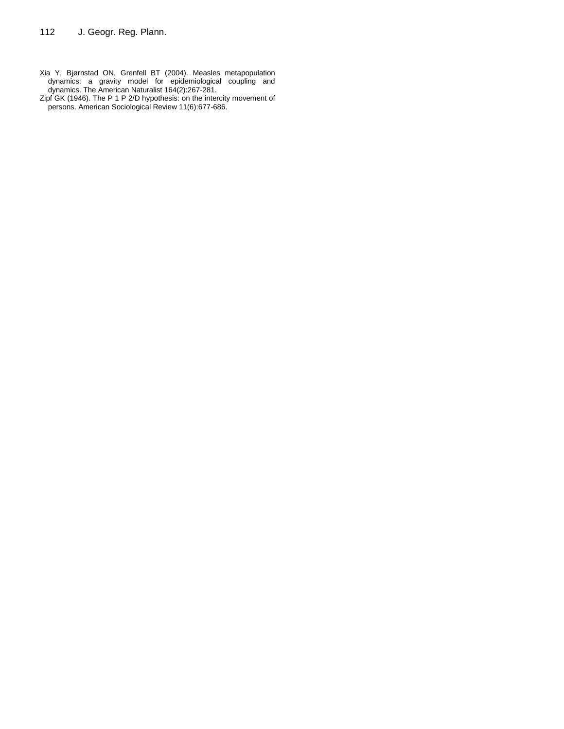Xia Y, Bjørnstad ON, Grenfell BT (2004). Measles metapopulation dynamics: a gravity model for epidemiological coupling and dynamics. The American Naturalist 164(2):267-281.

Zipf GK (1946). The P 1 P 2/D hypothesis: on the intercity movement of persons. American Sociological Review 11(6):677-686.